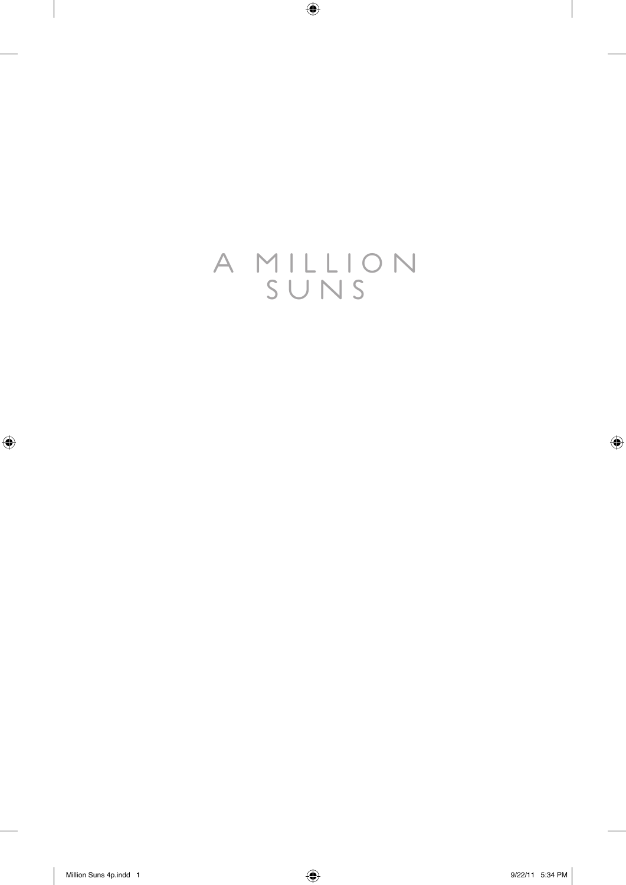# A MILLION SUNS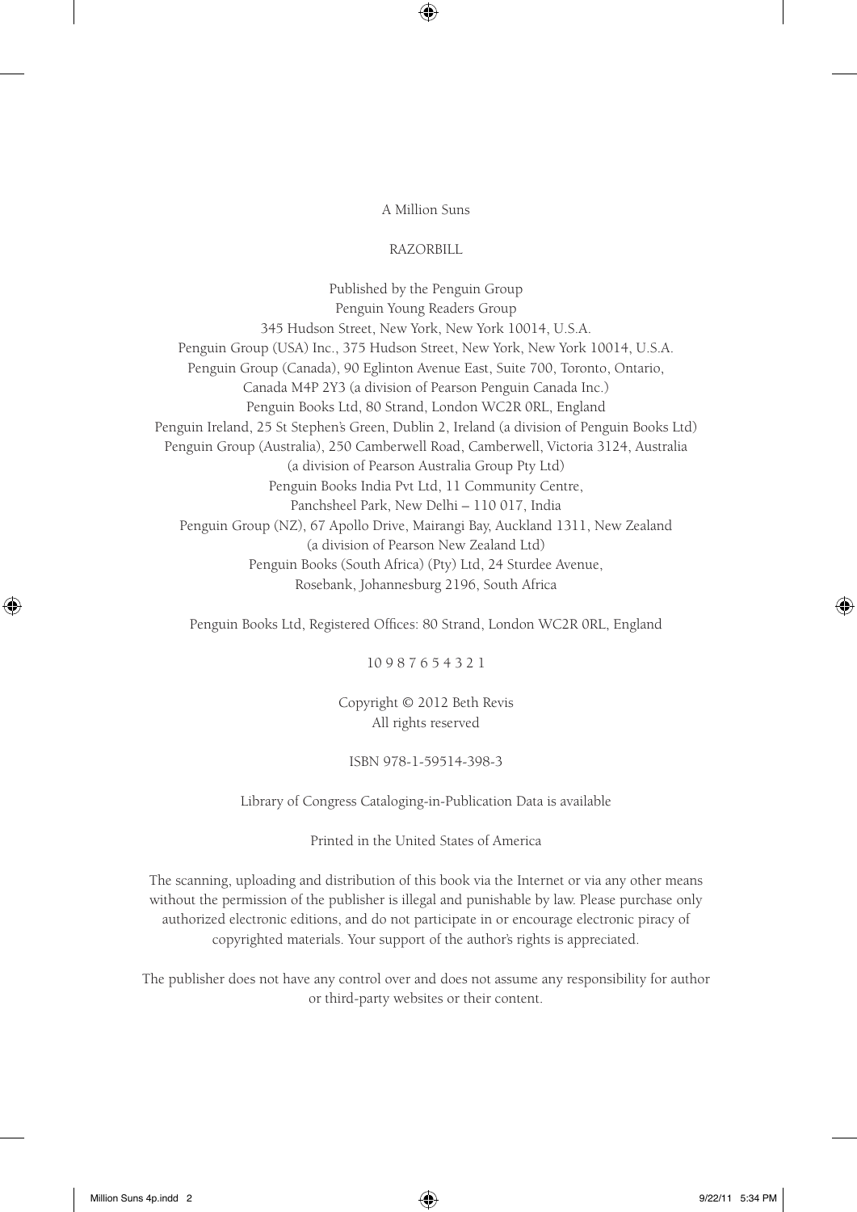A Million Suns

RAZORBILL

Published by the Penguin Group
Penguin Young Readers Group
345 Hudson Street, New York, New York 10014, U.S.A.
Penguin Group (USA) Inc., 375 Hudson Street, New York, New York 10014, U.S.A.
Penguin Group (Canada), 90 Eglinton Avenue East, Suite 700, Toronto, Ontario,
Canada M4P 2Y3 (a division of Pearson Penguin Canada Inc.)
Penguin Books Ltd, 80 Strand, London WC2R 0RL, England
Penguin Ireland, 25 St Stephen's Green, Dublin 2, Ireland (a division of Penguin Books Ltd)
Penguin Group (Australia), 250 Camberwell Road, Camberwell, Victoria 3124, Australia
(a division of Pearson Australia Group Pty Ltd)
Penguin Books India Pvt Ltd, 11 Community Centre,
Panchsheel Park, New Delhi – 110 017, India
Penguin Group (NZ), 67 Apollo Drive, Mairangi Bay, Auckland 1311, New Zealand
(a division of Pearson New Zealand Ltd)
Penguin Books (South Africa) (Pty) Ltd, 24 Sturdee Avenue,
Rosebank, Johannesburg 2196, South Africa

Penguin Books Ltd, Registered Offices: 80 Strand, London WC2R 0RL, England

10 9 8 7 6 5 4 3 2 1

Copyright © 2012 Beth Revis
All rights reserved

ISBN 978-1-59514-398-3

Library of Congress Cataloging-in-Publication Data is available

Printed in the United States of America

The scanning, uploading and distribution of this book via the Internet or via any other means without the permission of the publisher is illegal and punishable by law. Please purchase only authorized electronic editions, and do not participate in or encourage electronic piracy of copyrighted materials. Your support of the author's rights is appreciated.

The publisher does not have any control over and does not assume any responsibility for author or third-party websites or their content.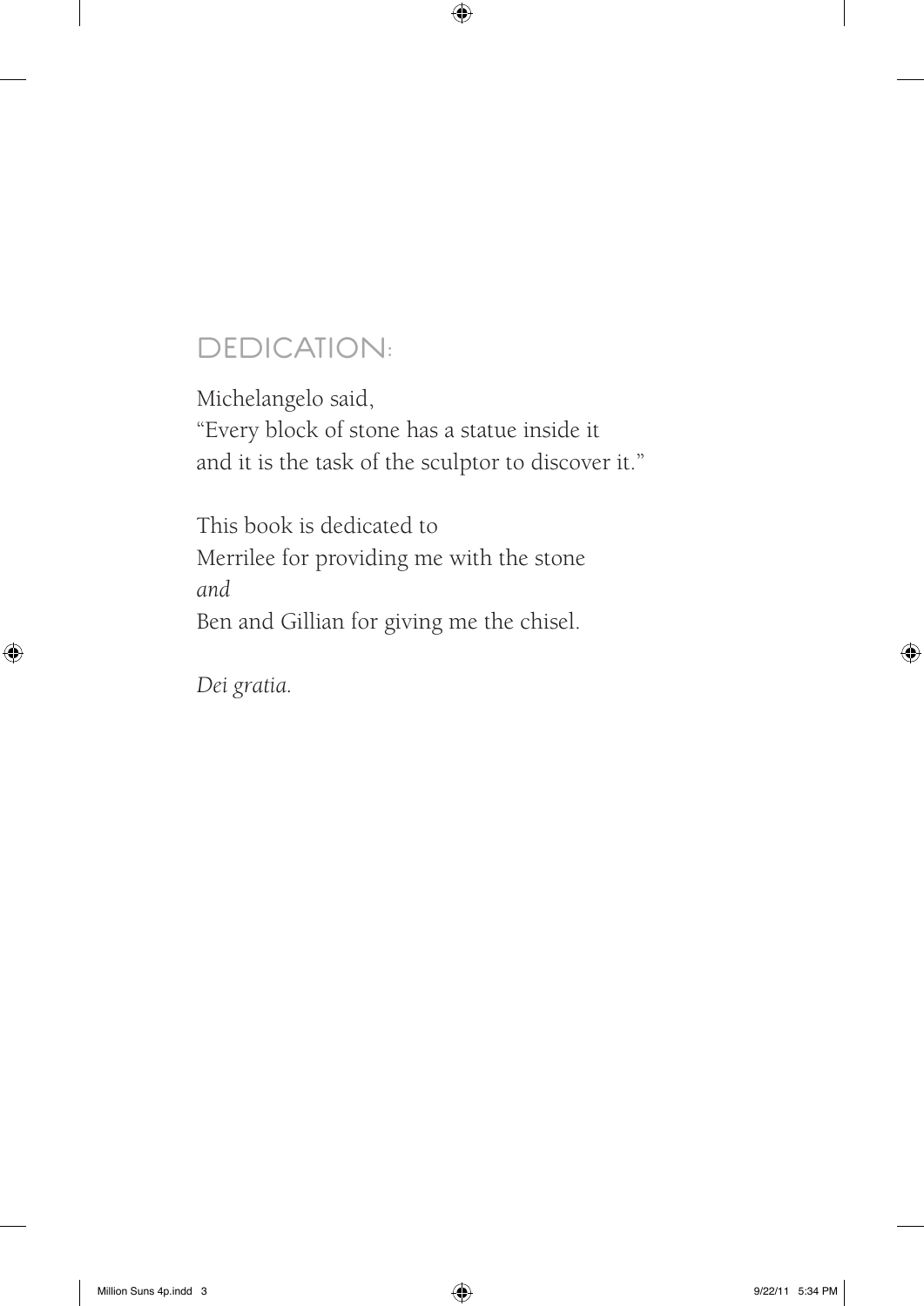## DEDICATION:

Michelangelo said,
"Every block of stone has a statue inside it
and it is the task of the sculptor to discover it."

This book is dedicated to
Merrilee for providing me with the stone
*and*
Ben and Gillian for giving me the chisel.

*Dei gratia.*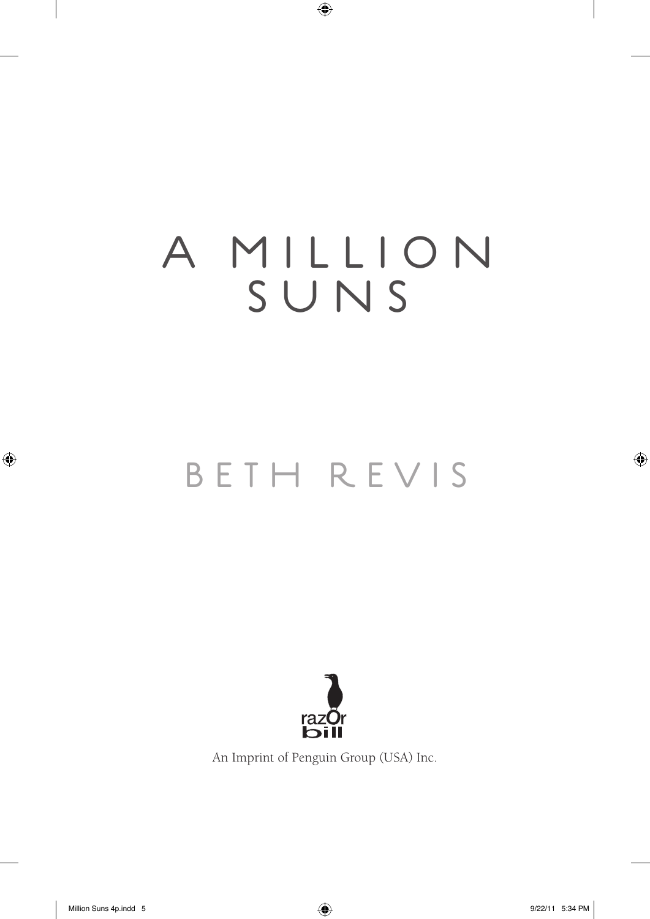# A MILLION SUNS

## BETH REVIS

razOr bill

An Imprint of Penguin Group (USA) Inc.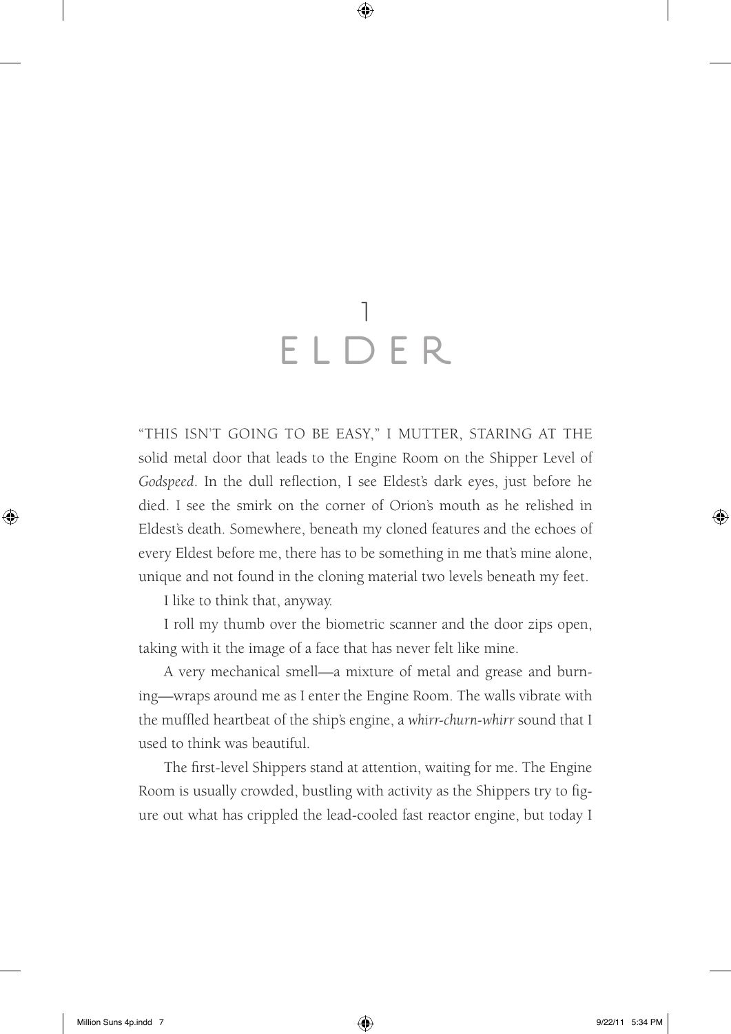# 1
# ELDER

"THIS ISN'T GOING TO BE EASY," I MUTTER, STARING AT THE solid metal door that leads to the Engine Room on the Shipper Level of *Godspeed*. In the dull reflection, I see Eldest's dark eyes, just before he died. I see the smirk on the corner of Orion's mouth as he relished in Eldest's death. Somewhere, beneath my cloned features and the echoes of every Eldest before me, there has to be something in me that's mine alone, unique and not found in the cloning material two levels beneath my feet.

I like to think that, anyway.

I roll my thumb over the biometric scanner and the door zips open, taking with it the image of a face that has never felt like mine.

A very mechanical smell—a mixture of metal and grease and burning—wraps around me as I enter the Engine Room. The walls vibrate with the muffled heartbeat of the ship's engine, a *whirr-churn-whirr* sound that I used to think was beautiful.

The first-level Shippers stand at attention, waiting for me. The Engine Room is usually crowded, bustling with activity as the Shippers try to figure out what has crippled the lead-cooled fast reactor engine, but today I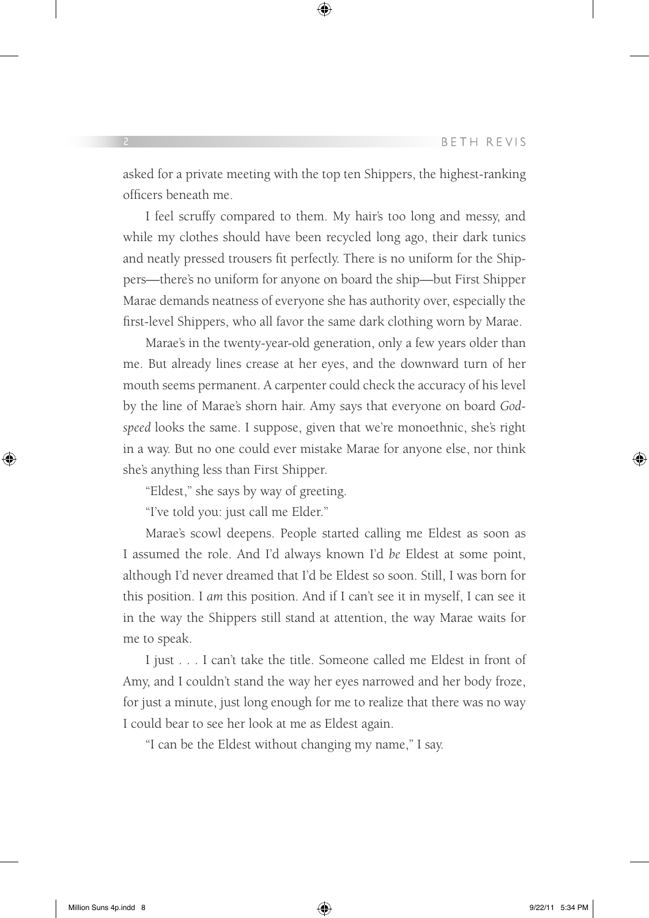asked for a private meeting with the top ten Shippers, the highest-ranking officers beneath me.

I feel scruffy compared to them. My hair's too long and messy, and while my clothes should have been recycled long ago, their dark tunics and neatly pressed trousers fit perfectly. There is no uniform for the Shippers—there's no uniform for anyone on board the ship—but First Shipper Marae demands neatness of everyone she has authority over, especially the first-level Shippers, who all favor the same dark clothing worn by Marae.

Marae's in the twenty-year-old generation, only a few years older than me. But already lines crease at her eyes, and the downward turn of her mouth seems permanent. A carpenter could check the accuracy of his level by the line of Marae's shorn hair. Amy says that everyone on board *Godspeed* looks the same. I suppose, given that we're monoethnic, she's right in a way. But no one could ever mistake Marae for anyone else, nor think she's anything less than First Shipper.

"Eldest," she says by way of greeting.

"I've told you: just call me Elder."

Marae's scowl deepens. People started calling me Eldest as soon as I assumed the role. And I'd always known I'd *be* Eldest at some point, although I'd never dreamed that I'd be Eldest so soon. Still, I was born for this position. I *am* this position. And if I can't see it in myself, I can see it in the way the Shippers still stand at attention, the way Marae waits for me to speak.

I just . . . I can't take the title. Someone called me Eldest in front of Amy, and I couldn't stand the way her eyes narrowed and her body froze, for just a minute, just long enough for me to realize that there was no way I could bear to see her look at me as Eldest again.

"I can be the Eldest without changing my name," I say.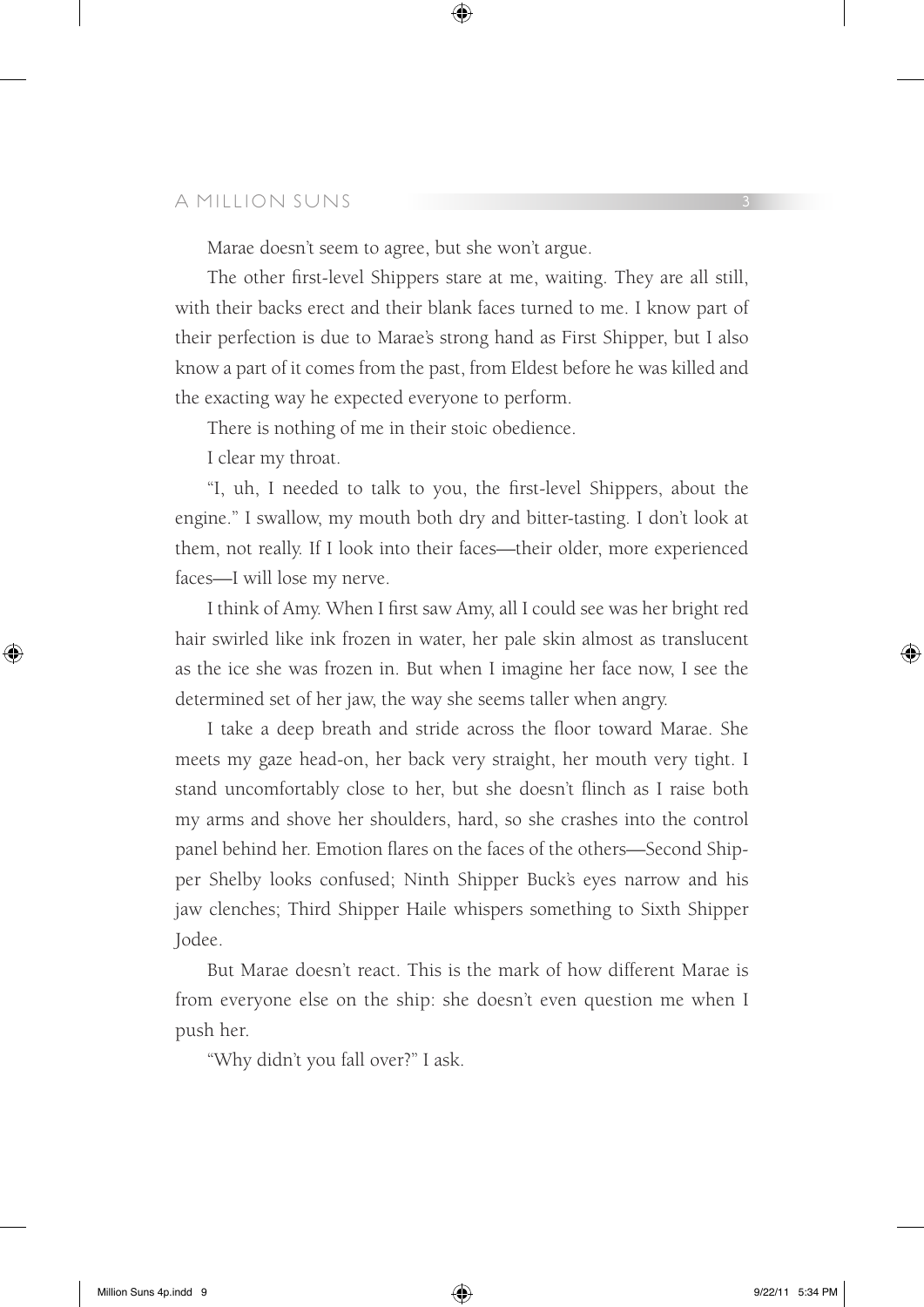Marae doesn't seem to agree, but she won't argue.

The other first-level Shippers stare at me, waiting. They are all still, with their backs erect and their blank faces turned to me. I know part of their perfection is due to Marae's strong hand as First Shipper, but I also know a part of it comes from the past, from Eldest before he was killed and the exacting way he expected everyone to perform.

There is nothing of me in their stoic obedience.

I clear my throat.

"I, uh, I needed to talk to you, the first-level Shippers, about the engine." I swallow, my mouth both dry and bitter-tasting. I don't look at them, not really. If I look into their faces—their older, more experienced faces—I will lose my nerve.

I think of Amy. When I first saw Amy, all I could see was her bright red hair swirled like ink frozen in water, her pale skin almost as translucent as the ice she was frozen in. But when I imagine her face now, I see the determined set of her jaw, the way she seems taller when angry.

I take a deep breath and stride across the floor toward Marae. She meets my gaze head-on, her back very straight, her mouth very tight. I stand uncomfortably close to her, but she doesn't flinch as I raise both my arms and shove her shoulders, hard, so she crashes into the control panel behind her. Emotion flares on the faces of the others—Second Shipper Shelby looks confused; Ninth Shipper Buck's eyes narrow and his jaw clenches; Third Shipper Haile whispers something to Sixth Shipper Jodee.

But Marae doesn't react. This is the mark of how different Marae is from everyone else on the ship: she doesn't even question me when I push her.

"Why didn't you fall over?" I ask.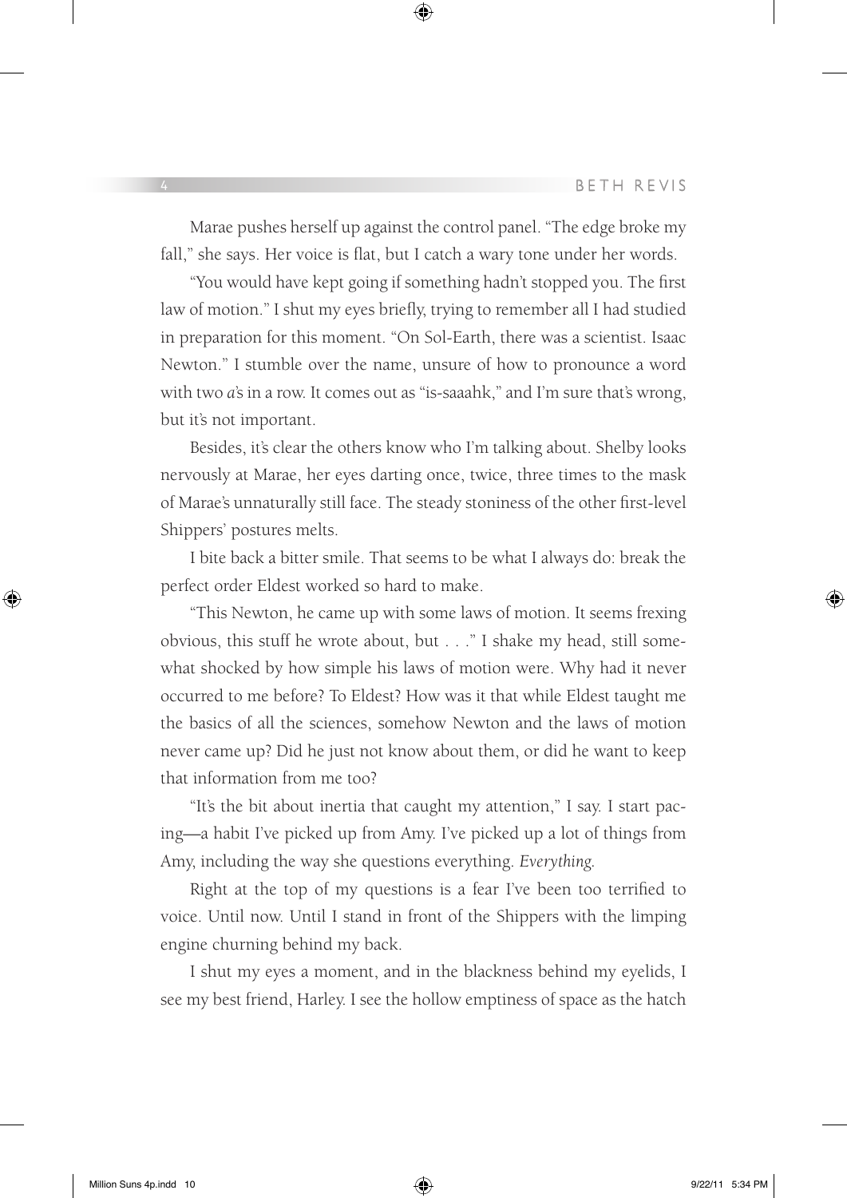Marae pushes herself up against the control panel. "The edge broke my fall," she says. Her voice is flat, but I catch a wary tone under her words.

"You would have kept going if something hadn't stopped you. The first law of motion." I shut my eyes briefly, trying to remember all I had studied in preparation for this moment. "On Sol-Earth, there was a scientist. Isaac Newton." I stumble over the name, unsure of how to pronounce a word with two *a*'s in a row. It comes out as "is-saaahk," and I'm sure that's wrong, but it's not important.

Besides, it's clear the others know who I'm talking about. Shelby looks nervously at Marae, her eyes darting once, twice, three times to the mask of Marae's unnaturally still face. The steady stoniness of the other first-level Shippers' postures melts.

I bite back a bitter smile. That seems to be what I always do: break the perfect order Eldest worked so hard to make.

"This Newton, he came up with some laws of motion. It seems frexing obvious, this stuff he wrote about, but . . ." I shake my head, still somewhat shocked by how simple his laws of motion were. Why had it never occurred to me before? To Eldest? How was it that while Eldest taught me the basics of all the sciences, somehow Newton and the laws of motion never came up? Did he just not know about them, or did he want to keep that information from me too?

"It's the bit about inertia that caught my attention," I say. I start pacing—a habit I've picked up from Amy. I've picked up a lot of things from Amy, including the way she questions everything. *Everything.*

Right at the top of my questions is a fear I've been too terrified to voice. Until now. Until I stand in front of the Shippers with the limping engine churning behind my back.

I shut my eyes a moment, and in the blackness behind my eyelids, I see my best friend, Harley. I see the hollow emptiness of space as the hatch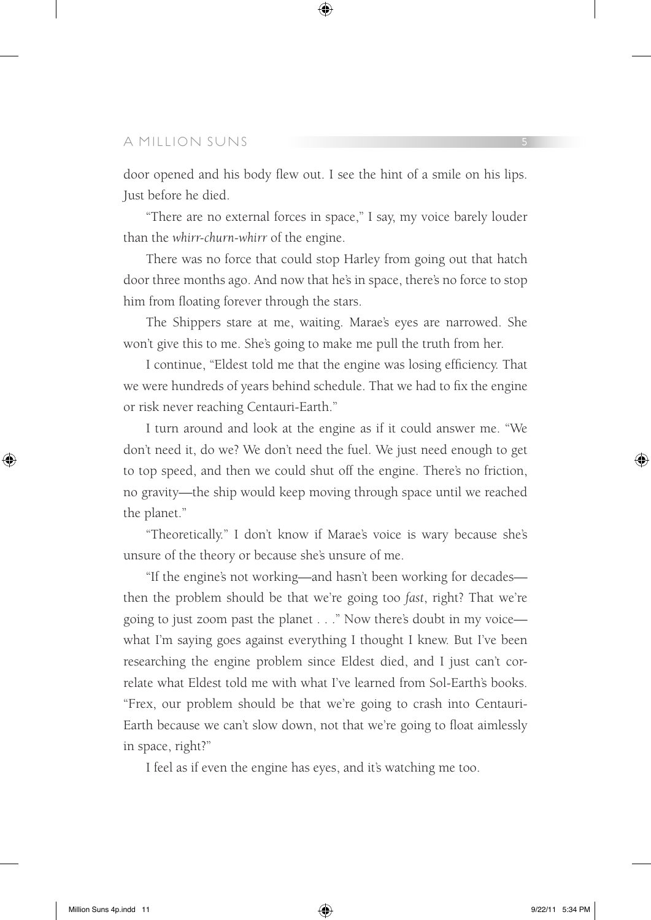door opened and his body flew out. I see the hint of a smile on his lips. Just before he died.

"There are no external forces in space," I say, my voice barely louder than the *whirr-churn-whirr* of the engine.

There was no force that could stop Harley from going out that hatch door three months ago. And now that he's in space, there's no force to stop him from floating forever through the stars.

The Shippers stare at me, waiting. Marae's eyes are narrowed. She won't give this to me. She's going to make me pull the truth from her.

I continue, "Eldest told me that the engine was losing efficiency. That we were hundreds of years behind schedule. That we had to fix the engine or risk never reaching Centauri-Earth."

I turn around and look at the engine as if it could answer me. "We don't need it, do we? We don't need the fuel. We just need enough to get to top speed, and then we could shut off the engine. There's no friction, no gravity—the ship would keep moving through space until we reached the planet."

"Theoretically." I don't know if Marae's voice is wary because she's unsure of the theory or because she's unsure of me.

"If the engine's not working—and hasn't been working for decades—then the problem should be that we're going too *fast*, right? That we're going to just zoom past the planet . . ." Now there's doubt in my voice—what I'm saying goes against everything I thought I knew. But I've been researching the engine problem since Eldest died, and I just can't correlate what Eldest told me with what I've learned from Sol-Earth's books. "Frex, our problem should be that we're going to crash into Centauri-Earth because we can't slow down, not that we're going to float aimlessly in space, right?"

I feel as if even the engine has eyes, and it's watching me too.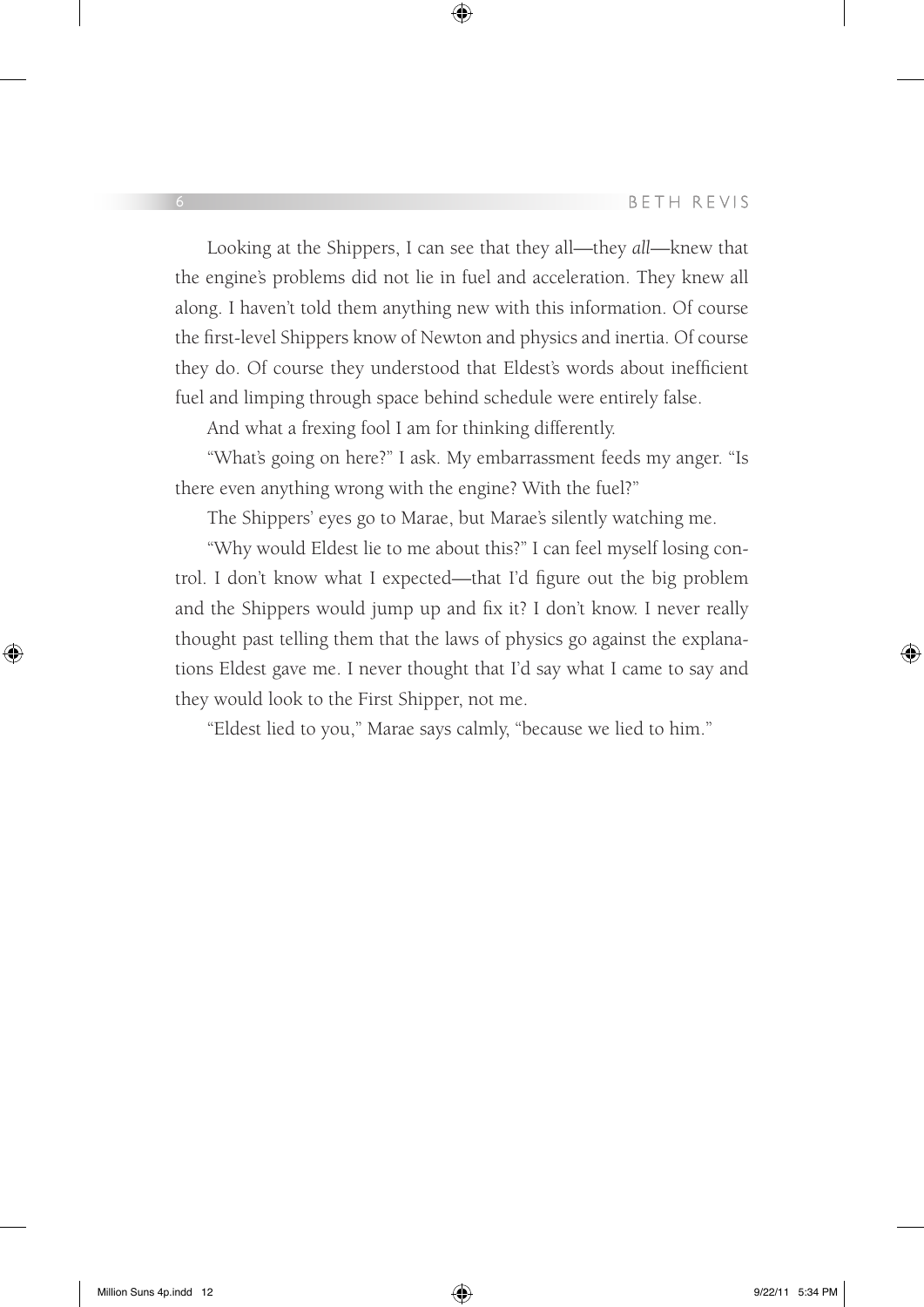Looking at the Shippers, I can see that they all—they *all*—knew that the engine's problems did not lie in fuel and acceleration. They knew all along. I haven't told them anything new with this information. Of course the first-level Shippers know of Newton and physics and inertia. Of course they do. Of course they understood that Eldest's words about inefficient fuel and limping through space behind schedule were entirely false.

And what a frexing fool I am for thinking differently.

"What's going on here?" I ask. My embarrassment feeds my anger. "Is there even anything wrong with the engine? With the fuel?"

The Shippers' eyes go to Marae, but Marae's silently watching me.

"Why would Eldest lie to me about this?" I can feel myself losing control. I don't know what I expected—that I'd figure out the big problem and the Shippers would jump up and fix it? I don't know. I never really thought past telling them that the laws of physics go against the explanations Eldest gave me. I never thought that I'd say what I came to say and they would look to the First Shipper, not me.

"Eldest lied to you," Marae says calmly, "because we lied to him."